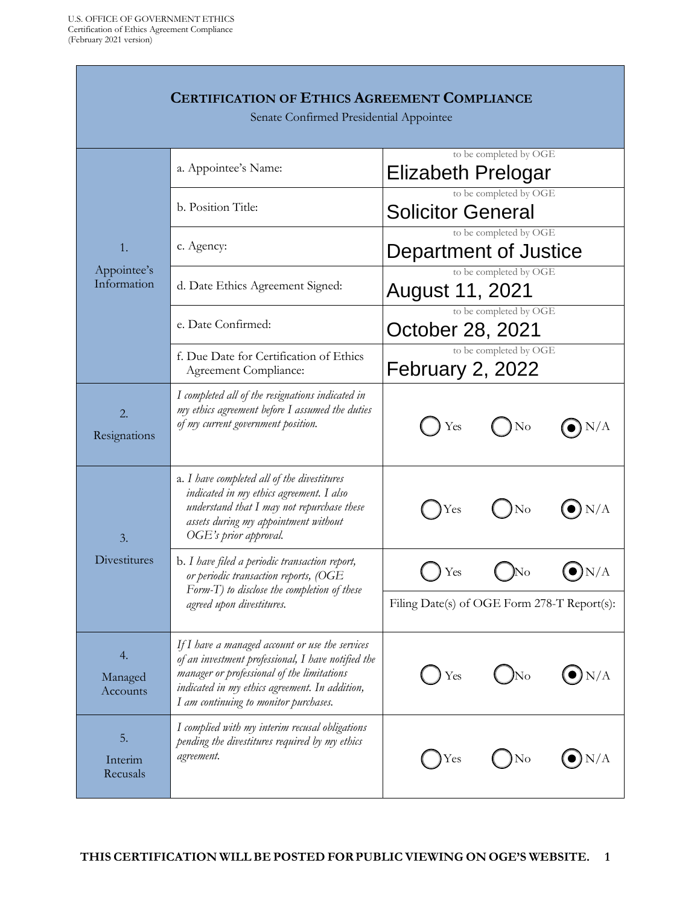U.S. OFFICE OF GOVERNMENT ETHICS
Certification of Ethics Agreement Compliance
(February 2021 version)

# CERTIFICATION OF ETHICS AGREEMENT COMPLIANCE

Senate Confirmed Presidential Appointee

| | | |
|---|---|---|
| 1. Appointee's Information | a. Appointee's Name: | *to be completed by OGE* Elizabeth Prelogar |
| | b. Position Title: | *to be completed by OGE* Solicitor General |
| | c. Agency: | *to be completed by OGE* Department of Justice |
| | d. Date Ethics Agreement Signed: | *to be completed by OGE* August 11, 2021 |
| | e. Date Confirmed: | *to be completed by OGE* October 28, 2021 |
| | f. Due Date for Certification of Ethics Agreement Compliance: | *to be completed by OGE* February 2, 2022 |
| 2. Resignations | *I completed all of the resignations indicated in my ethics agreement before I assumed the duties of my current government position.* | ○ Yes ○ No ◉ N/A |
| 3. Divestitures | a. *I have completed all of the divestitures indicated in my ethics agreement. I also understand that I may not repurchase these assets during my appointment without OGE's prior approval.* | ○ Yes ○ No ◉ N/A |
| | b. *I have filed a periodic transaction report, or periodic transaction reports, (OGE Form-T) to disclose the completion of these agreed upon divestitures.* | ○ Yes ○ No ◉ N/A<br>Filing Date(s) of OGE Form 278-T Report(s): |
| 4. Managed Accounts | *If I have a managed account or use the services of an investment professional, I have notified the manager or professional of the limitations indicated in my ethics agreement. In addition, I am continuing to monitor purchases.* | ○ Yes ○ No ◉ N/A |
| 5. Interim Recusals | *I complied with my interim recusal obligations pending the divestitures required by my ethics agreement.* | ○ Yes ○ No ◉ N/A |

**THIS CERTIFICATION WILL BE POSTED FOR PUBLIC VIEWING ON OGE'S WEBSITE.**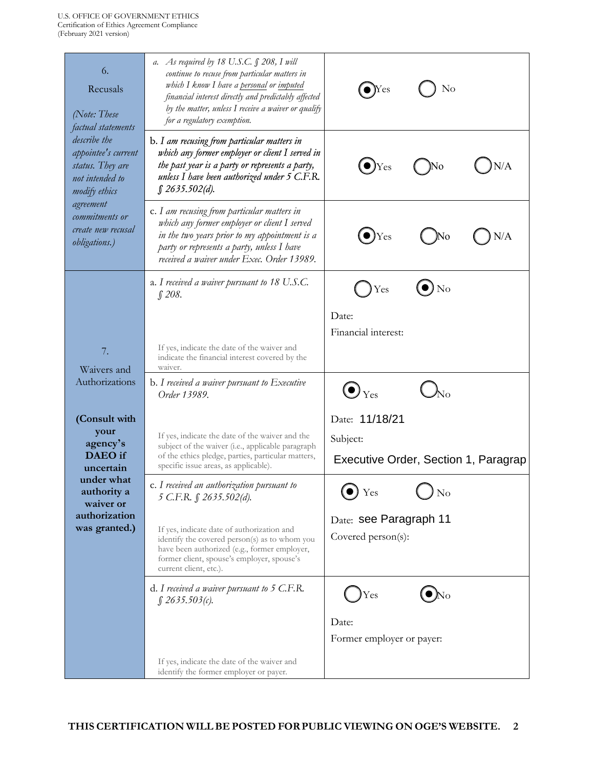| | | |
|---|---|---|
| 6. Recusals *(Note: These factual statements describe the appointee's current status. They are not intended to modify ethics agreement commitments or create new recusal obligations.)* | a. *As required by 18 U.S.C. § 208, I will continue to recuse from particular matters in which I know I have a personal or imputed financial interest directly and predictably affected by the matter, unless I receive a waiver or qualify for a regulatory exemption.* | (●) Yes ( ) No |
| | b. *I am recusing from particular matters in which any former employer or client I served in the past year is a party or represents a party, unless I have been authorized under 5 C.F.R. § 2635.502(d).* | (●) Yes ( ) No ( ) N/A |
| | c. *I am recusing from particular matters in which any former employer or client I served in the two years prior to my appointment is a party or represents a party, unless I have received a waiver under Exec. Order 13989.* | (●) Yes ( ) No ( ) N/A |
| 7. Waivers and Authorizations **(Consult with your agency's DAEO if uncertain under what authority a waiver or authorization was granted.)** | a. *I received a waiver pursuant to 18 U.S.C. § 208.* If yes, indicate the date of the waiver and indicate the financial interest covered by the waiver. | ( ) Yes (●) No<br>Date:<br>Financial interest: |
| | b. *I received a waiver pursuant to Executive Order 13989.* If yes, indicate the date of the waiver and the subject of the waiver (i.e., applicable paragraph of the ethics pledge, parties, particular matters, specific issue areas, as applicable). | (●) Yes ( ) No<br>Date: 11/18/21<br>Subject:<br>Executive Order, Section 1, Paragrap |
| | c. *I received an authorization pursuant to 5 C.F.R. § 2635.502(d).* If yes, indicate date of authorization and identify the covered person(s) as to whom you have been authorized (e.g., former employer, former client, spouse's employer, spouse's current client, etc.). | (●) Yes ( ) No<br>Date: see Paragraph 11<br>Covered person(s): |
| | d. *I received a waiver pursuant to 5 C.F.R. § 2635.503(c).* If yes, indicate the date of the waiver and identify the former employer or payer. | ( ) Yes (●) No<br>Date:<br>Former employer or payer: |

**THIS CERTIFICATION WILL BE POSTED FOR PUBLIC VIEWING ON OGE'S WEBSITE.**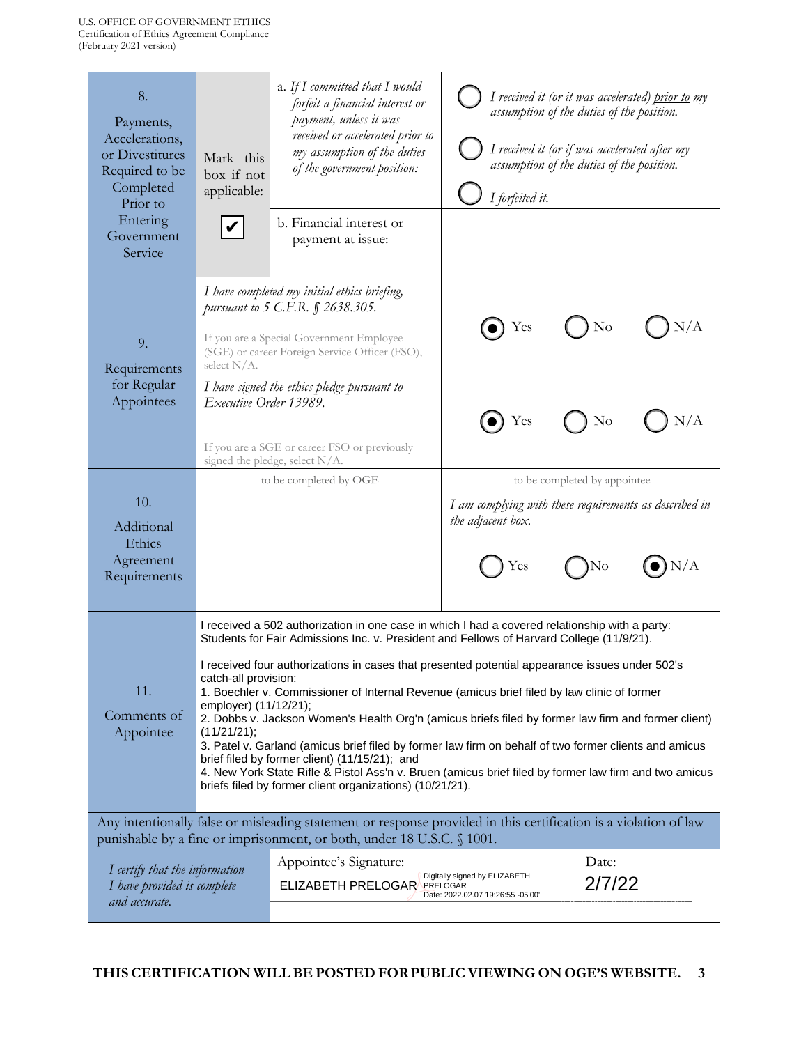| | | | |
|---|---|---|---|
| 8. Payments, Accelerations, or Divestitures Required to be Completed Prior to Entering Government Service | Mark this box if not applicable: ☑ | a. *If I committed that I would forfeit a financial interest or payment, unless it was received or accelerated prior to my assumption of the duties of the government position:* | ○ *I received it (or it was accelerated) prior to my assumption of the duties of the position.* ○ *I received it (or if was accelerated after my assumption of the duties of the position.* ○ *I forfeited it.* |
| | | b. Financial interest or payment at issue: | |
| 9. Requirements for Regular Appointees | *I have completed my initial ethics briefing, pursuant to 5 C.F.R. § 2638.305.* If you are a Special Government Employee (SGE) or career Foreign Service Officer (FSO), select N/A. | | ● Yes ○ No ○ N/A |
| | *I have signed the ethics pledge pursuant to Executive Order 13989.* If you are a SGE or career FSO or previously signed the pledge, select N/A. | | ● Yes ○ No ○ N/A |
| 10. Additional Ethics Agreement Requirements | to be completed by OGE | | to be completed by appointee *I am complying with these requirements as described in the adjacent box.* ○ Yes ○ No ● N/A |
| 11. Comments of Appointee | I received a 502 authorization in one case in which I had a covered relationship with a party: Students for Fair Admissions Inc. v. President and Fellows of Harvard College (11/9/21). I received four authorizations in cases that presented potential appearance issues under 502's catch-all provision: 1. Boechler v. Commissioner of Internal Revenue (amicus brief filed by law clinic of former employer) (11/12/21); 2. Dobbs v. Jackson Women's Health Org'n (amicus briefs filed by former law firm and former client) (11/21/21); 3. Patel v. Garland (amicus brief filed by former law firm on behalf of two former clients and amicus brief filed by former client) (11/15/21); and 4. New York State Rifle & Pistol Ass'n v. Bruen (amicus brief filed by former law firm and two amicus briefs filed by former client organizations) (10/21/21). | | |

Any intentionally false or misleading statement or response provided in this certification is a violation of law punishable by a fine or imprisonment, or both, under 18 U.S.C. § 1001.

| | | |
|---|---|---|
| *I certify that the information I have provided is complete and accurate.* | Appointee's Signature: ELIZABETH PRELOGAR Digitally signed by ELIZABETH PRELOGAR Date: 2022.02.07 19:26:55 -05'00' | Date: 2/7/22 |

**THIS CERTIFICATION WILL BE POSTED FOR PUBLIC VIEWING ON OGE'S WEBSITE.**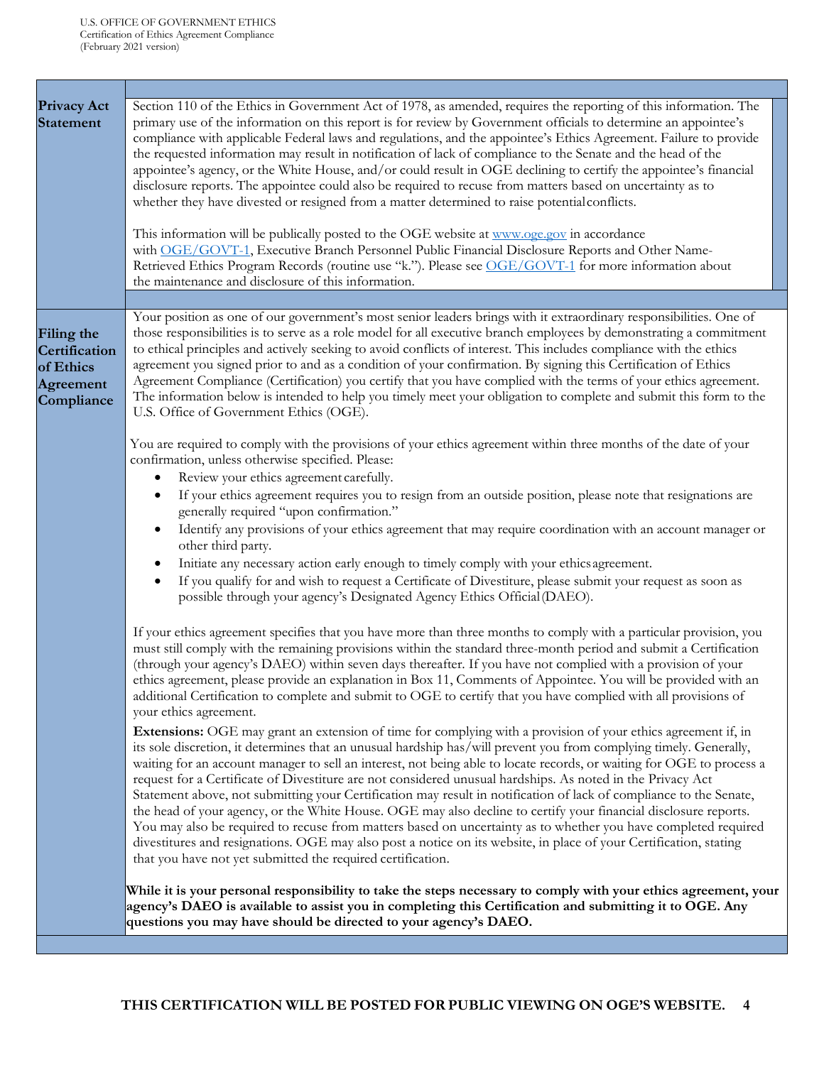| | |
|---|---|
| **Privacy Act Statement** | Section 110 of the Ethics in Government Act of 1978, as amended, requires the reporting of this information. The primary use of the information on this report is for review by Government officials to determine an appointee's compliance with applicable Federal laws and regulations, and the appointee's Ethics Agreement. Failure to provide the requested information may result in notification of lack of compliance to the Senate and the head of the appointee's agency, or the White House, and/or could result in OGE declining to certify the appointee's financial disclosure reports. The appointee could also be required to recuse from matters based on uncertainty as to whether they have divested or resigned from a matter determined to raise potential conflicts.<br><br>This information will be publically posted to the OGE website at www.oge.gov in accordance with OGE/GOVT-1, Executive Branch Personnel Public Financial Disclosure Reports and Other Name-Retrieved Ethics Program Records (routine use "k."). Please see OGE/GOVT-1 for more information about the maintenance and disclosure of this information. |
| **Filing the Certification of Ethics Agreement Compliance** | Your position as one of our government's most senior leaders brings with it extraordinary responsibilities. One of those responsibilities is to serve as a role model for all executive branch employees by demonstrating a commitment to ethical principles and actively seeking to avoid conflicts of interest. This includes compliance with the ethics agreement you signed prior to and as a condition of your confirmation. By signing this Certification of Ethics Agreement Compliance (Certification) you certify that you have complied with the terms of your ethics agreement. The information below is intended to help you timely meet your obligation to complete and submit this form to the U.S. Office of Government Ethics (OGE).<br><br>You are required to comply with the provisions of your ethics agreement within three months of the date of your confirmation, unless otherwise specified. Please:<br>• Review your ethics agreement carefully.<br>• If your ethics agreement requires you to resign from an outside position, please note that resignations are generally required "upon confirmation."<br>• Identify any provisions of your ethics agreement that may require coordination with an account manager or other third party.<br>• Initiate any necessary action early enough to timely comply with your ethics agreement.<br>• If you qualify for and wish to request a Certificate of Divestiture, please submit your request as soon as possible through your agency's Designated Agency Ethics Official (DAEO).<br><br>If your ethics agreement specifies that you have more than three months to comply with a particular provision, you must still comply with the remaining provisions within the standard three-month period and submit a Certification (through your agency's DAEO) within seven days thereafter. If you have not complied with a provision of your ethics agreement, please provide an explanation in Box 11, Comments of Appointee. You will be provided with an additional Certification to complete and submit to OGE to certify that you have complied with all provisions of your ethics agreement.<br><br>**Extensions:** OGE may grant an extension of time for complying with a provision of your ethics agreement if, in its sole discretion, it determines that an unusual hardship has/will prevent you from complying timely. Generally, waiting for an account manager to sell an interest, not being able to locate records, or waiting for OGE to process a request for a Certificate of Divestiture are not considered unusual hardships. As noted in the Privacy Act Statement above, not submitting your Certification may result in notification of lack of compliance to the Senate, the head of your agency, or the White House. OGE may also decline to certify your financial disclosure reports. You may also be required to recuse from matters based on uncertainty as to whether you have completed required divestitures and resignations. OGE may also post a notice on its website, in place of your Certification, stating that you have not yet submitted the required certification.<br><br>**While it is your personal responsibility to take the steps necessary to comply with your ethics agreement, your agency's DAEO is available to assist you in completing this Certification and submitting it to OGE. Any questions you may have should be directed to your agency's DAEO.** |

**THIS CERTIFICATION WILL BE POSTED FOR PUBLIC VIEWING ON OGE'S WEBSITE.**